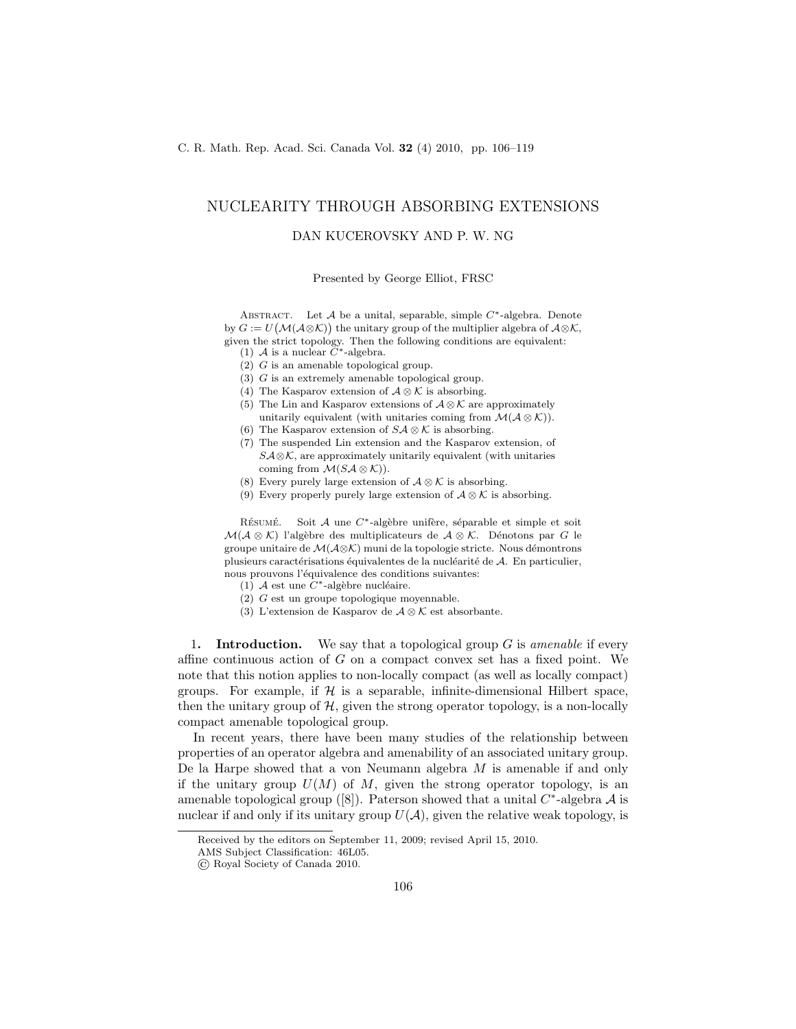# NUCLEARITY THROUGH ABSORBING EXTENSIONS

DAN KUCEROVSKY AND P. W. NG

Presented by George Elliot, FRSC

Abstract. Let $\mathcal{A}$ be a unital, separable, simple $C^*$-algebra. Denote by $G := U\big(\mathcal{M}(\mathcal{A}\otimes\mathcal{K})\big)$ the unitary group of the multiplier algebra of $\mathcal{A}\otimes\mathcal{K}$, given the strict topology. Then the following conditions are equivalent:

1. $\mathcal{A}$ is a nuclear $C^*$-algebra.
2. $G$ is an amenable topological group.
3. $G$ is an extremely amenable topological group.
4. The Kasparov extension of $\mathcal{A}\otimes\mathcal{K}$ is absorbing.
5. The Lin and Kasparov extensions of $\mathcal{A}\otimes\mathcal{K}$ are approximately unitarily equivalent (with unitaries coming from $\mathcal{M}(\mathcal{A}\otimes\mathcal{K})$).
6. The Kasparov extension of $S\mathcal{A}\otimes\mathcal{K}$ is absorbing.
7. The suspended Lin extension and the Kasparov extension, of $S\mathcal{A}\otimes\mathcal{K}$, are approximately unitarily equivalent (with unitaries coming from $\mathcal{M}(S\mathcal{A}\otimes\mathcal{K})$).
8. Every purely large extension of $\mathcal{A}\otimes\mathcal{K}$ is absorbing.
9. Every properly purely large extension of $\mathcal{A}\otimes\mathcal{K}$ is absorbing.

Résumé. Soit $\mathcal{A}$ une $C^*$-algèbre unifère, séparable et simple et soit $\mathcal{M}(\mathcal{A}\otimes\mathcal{K})$ l'algèbre des multiplicateurs de $\mathcal{A}\otimes\mathcal{K}$. Dénotons par $G$ le groupe unitaire de $\mathcal{M}(\mathcal{A}\otimes\mathcal{K})$ muni de la topologie stricte. Nous démontrons plusieurs caractérisations équivalentes de la nucléarité de $\mathcal{A}$. En particulier, nous prouvons l'équivalence des conditions suivantes:

1. $\mathcal{A}$ est une $C^*$-algèbre nucléaire.
2. $G$ est un groupe topologique moyennable.
3. L'extension de Kasparov de $\mathcal{A}\otimes\mathcal{K}$ est absorbante.

## 1. Introduction.

We say that a topological group $G$ is *amenable* if every affine continuous action of $G$ on a compact convex set has a fixed point. We note that this notion applies to non-locally compact (as well as locally compact) groups. For example, if $\mathcal{H}$ is a separable, infinite-dimensional Hilbert space, then the unitary group of $\mathcal{H}$, given the strong operator topology, is a non-locally compact amenable topological group.

In recent years, there have been many studies of the relationship between properties of an operator algebra and amenability of an associated unitary group. De la Harpe showed that a von Neumann algebra $M$ is amenable if and only if the unitary group $U(M)$ of $M$, given the strong operator topology, is an amenable topological group ([8]). Paterson showed that a unital $C^*$-algebra $\mathcal{A}$ is nuclear if and only if its unitary group $U(\mathcal{A})$, given the relative weak topology, is

Received by the editors on September 11, 2009; revised April 15, 2010.

AMS Subject Classification: 46L05.

© Royal Society of Canada 2010.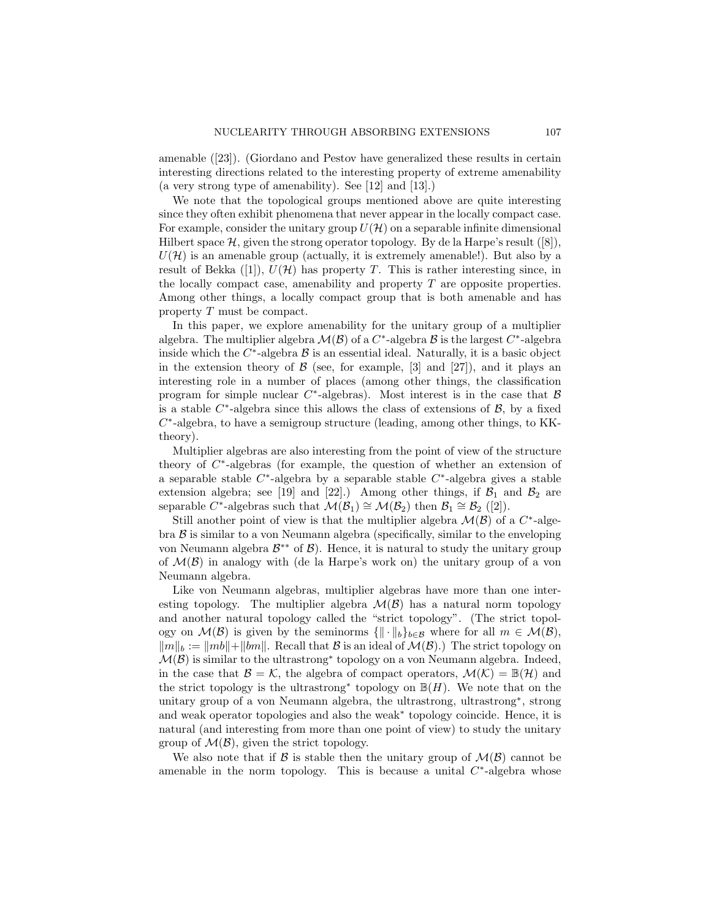amenable ([23]). (Giordano and Pestov have generalized these results in certain interesting directions related to the interesting property of extreme amenability (a very strong type of amenability). See [12] and [13].)

We note that the topological groups mentioned above are quite interesting since they often exhibit phenomena that never appear in the locally compact case. For example, consider the unitary group $U(\mathcal{H})$ on a separable infinite dimensional Hilbert space $\mathcal{H}$, given the strong operator topology. By de la Harpe's result ([8]), $U(\mathcal{H})$ is an amenable group (actually, it is extremely amenable!). But also by a result of Bekka ([1]), $U(\mathcal{H})$ has property $T$. This is rather interesting since, in the locally compact case, amenability and property $T$ are opposite properties. Among other things, a locally compact group that is both amenable and has property $T$ must be compact.

In this paper, we explore amenability for the unitary group of a multiplier algebra. The multiplier algebra $\mathcal{M}(\mathcal{B})$ of a $C^*$-algebra $\mathcal{B}$ is the largest $C^*$-algebra inside which the $C^*$-algebra $\mathcal{B}$ is an essential ideal. Naturally, it is a basic object in the extension theory of $\mathcal{B}$ (see, for example, [3] and [27]), and it plays an interesting role in a number of places (among other things, the classification program for simple nuclear $C^*$-algebras). Most interest is in the case that $\mathcal{B}$ is a stable $C^*$-algebra since this allows the class of extensions of $\mathcal{B}$, by a fixed $C^*$-algebra, to have a semigroup structure (leading, among other things, to KK-theory).

Multiplier algebras are also interesting from the point of view of the structure theory of $C^*$-algebras (for example, the question of whether an extension of a separable stable $C^*$-algebra by a separable stable $C^*$-algebra gives a stable extension algebra; see [19] and [22].) Among other things, if $\mathcal{B}_1$ and $\mathcal{B}_2$ are separable $C^*$-algebras such that $\mathcal{M}(\mathcal{B}_1) \cong \mathcal{M}(\mathcal{B}_2)$ then $\mathcal{B}_1 \cong \mathcal{B}_2$ ([2]).

Still another point of view is that the multiplier algebra $\mathcal{M}(\mathcal{B})$ of a $C^*$-algebra $\mathcal{B}$ is similar to a von Neumann algebra (specifically, similar to the enveloping von Neumann algebra $\mathcal{B}^{**}$ of $\mathcal{B}$). Hence, it is natural to study the unitary group of $\mathcal{M}(\mathcal{B})$ in analogy with (de la Harpe's work on) the unitary group of a von Neumann algebra.

Like von Neumann algebras, multiplier algebras have more than one interesting topology. The multiplier algebra $\mathcal{M}(\mathcal{B})$ has a natural norm topology and another natural topology called the "strict topology". (The strict topology on $\mathcal{M}(\mathcal{B})$ is given by the seminorms $\{\|\cdot\|_b\}_{b\in\mathcal{B}}$ where for all $m \in \mathcal{M}(\mathcal{B})$, $\|m\|_b := \|mb\| + \|bm\|$. Recall that $\mathcal{B}$ is an ideal of $\mathcal{M}(\mathcal{B})$.) The strict topology on $\mathcal{M}(\mathcal{B})$ is similar to the ultrastrong$^*$ topology on a von Neumann algebra. Indeed, in the case that $\mathcal{B} = \mathcal{K}$, the algebra of compact operators, $\mathcal{M}(\mathcal{K}) = \mathbb{B}(\mathcal{H})$ and the strict topology is the ultrastrong$^*$ topology on $\mathbb{B}(H)$. We note that on the unitary group of a von Neumann algebra, the ultrastrong, ultrastrong$^*$, strong and weak operator topologies and also the weak$^*$ topology coincide. Hence, it is natural (and interesting from more than one point of view) to study the unitary group of $\mathcal{M}(\mathcal{B})$, given the strict topology.

We also note that if $\mathcal{B}$ is stable then the unitary group of $\mathcal{M}(\mathcal{B})$ cannot be amenable in the norm topology. This is because a unital $C^*$-algebra whose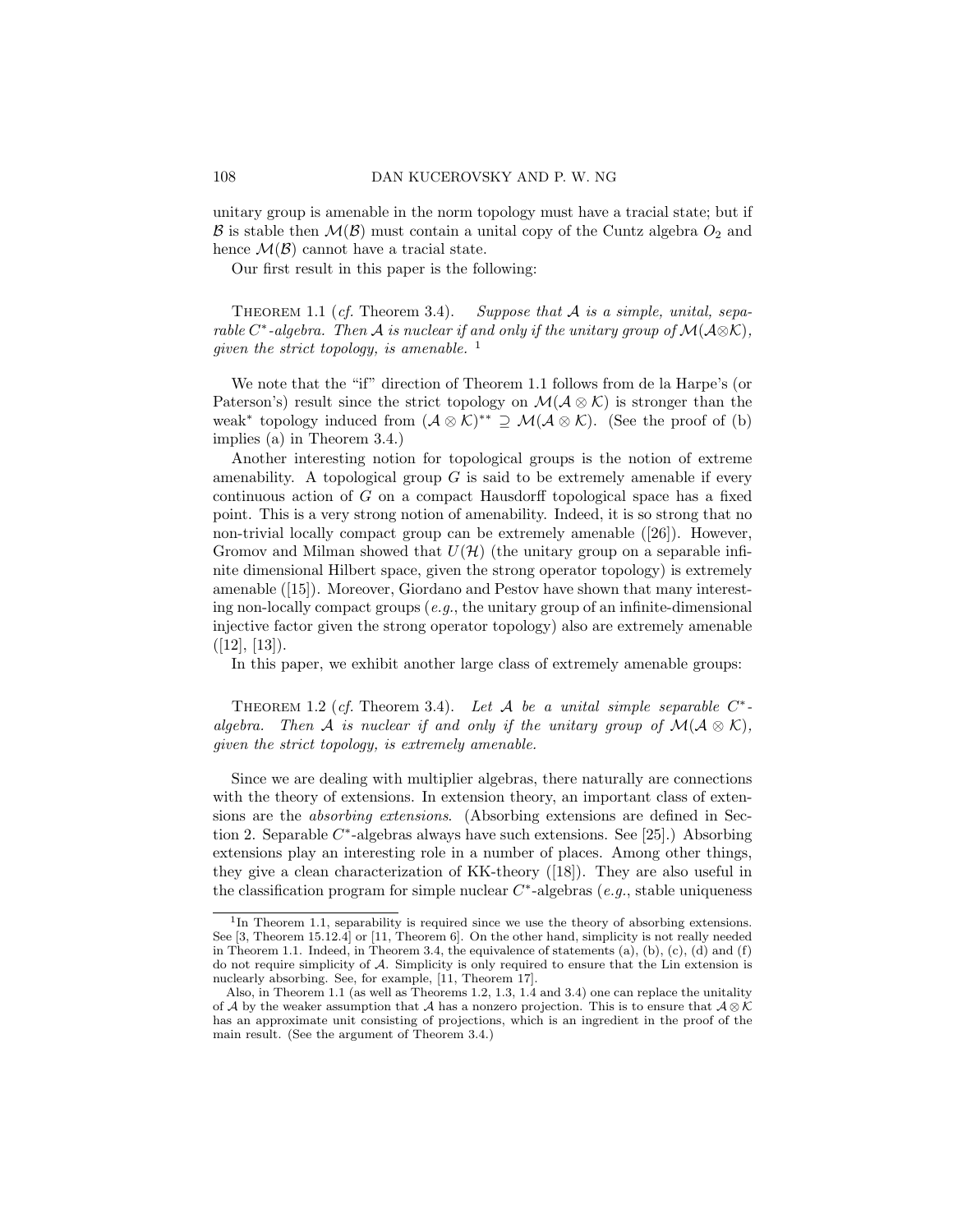unitary group is amenable in the norm topology must have a tracial state; but if $\mathcal{B}$ is stable then $\mathcal{M}(\mathcal{B})$ must contain a unital copy of the Cuntz algebra $O_2$ and hence $\mathcal{M}(\mathcal{B})$ cannot have a tracial state.

Our first result in this paper is the following:

Theorem 1.1 (*cf.* Theorem 3.4). *Suppose that $\mathcal{A}$ is a simple, unital, separable $C^*$-algebra. Then $\mathcal{A}$ is nuclear if and only if the unitary group of $\mathcal{M}(\mathcal{A}\otimes\mathcal{K})$, given the strict topology, is amenable.* [1]

We note that the "if" direction of Theorem 1.1 follows from de la Harpe's (or Paterson's) result since the strict topology on $\mathcal{M}(\mathcal{A}\otimes\mathcal{K})$ is stronger than the weak* topology induced from $(\mathcal{A}\otimes\mathcal{K})^{**} \supseteq \mathcal{M}(\mathcal{A}\otimes\mathcal{K})$. (See the proof of (b) implies (a) in Theorem 3.4.)

Another interesting notion for topological groups is the notion of extreme amenability. A topological group $G$ is said to be extremely amenable if every continuous action of $G$ on a compact Hausdorff topological space has a fixed point. This is a very strong notion of amenability. Indeed, it is so strong that no non-trivial locally compact group can be extremely amenable ([26]). However, Gromov and Milman showed that $U(\mathcal{H})$ (the unitary group on a separable infinite dimensional Hilbert space, given the strong operator topology) is extremely amenable ([15]). Moreover, Giordano and Pestov have shown that many interesting non-locally compact groups (*e.g.*, the unitary group of an infinite-dimensional injective factor given the strong operator topology) also are extremely amenable ([12], [13]).

In this paper, we exhibit another large class of extremely amenable groups:

Theorem 1.2 (*cf.* Theorem 3.4). *Let $\mathcal{A}$ be a unital simple separable $C^*$-algebra. Then $\mathcal{A}$ is nuclear if and only if the unitary group of $\mathcal{M}(\mathcal{A}\otimes\mathcal{K})$, given the strict topology, is extremely amenable.*

Since we are dealing with multiplier algebras, there naturally are connections with the theory of extensions. In extension theory, an important class of extensions are the *absorbing extensions*. (Absorbing extensions are defined in Section 2. Separable $C^*$-algebras always have such extensions. See [25].) Absorbing extensions play an interesting role in a number of places. Among other things, they give a clean characterization of KK-theory ([18]). They are also useful in the classification program for simple nuclear $C^*$-algebras (*e.g.*, stable uniqueness

---

[1] In Theorem 1.1, separability is required since we use the theory of absorbing extensions. See [3, Theorem 15.12.4] or [11, Theorem 6]. On the other hand, simplicity is not really needed in Theorem 1.1. Indeed, in Theorem 3.4, the equivalence of statements (a), (b), (c), (d) and (f) do not require simplicity of $\mathcal{A}$. Simplicity is only required to ensure that the Lin extension is nuclearly absorbing. See, for example, [11, Theorem 17].

Also, in Theorem 1.1 (as well as Theorems 1.2, 1.3, 1.4 and 3.4) one can replace the unitality of $\mathcal{A}$ by the weaker assumption that $\mathcal{A}$ has a nonzero projection. This is to ensure that $\mathcal{A}\otimes\mathcal{K}$ has an approximate unit consisting of projections, which is an ingredient in the proof of the main result. (See the argument of Theorem 3.4.)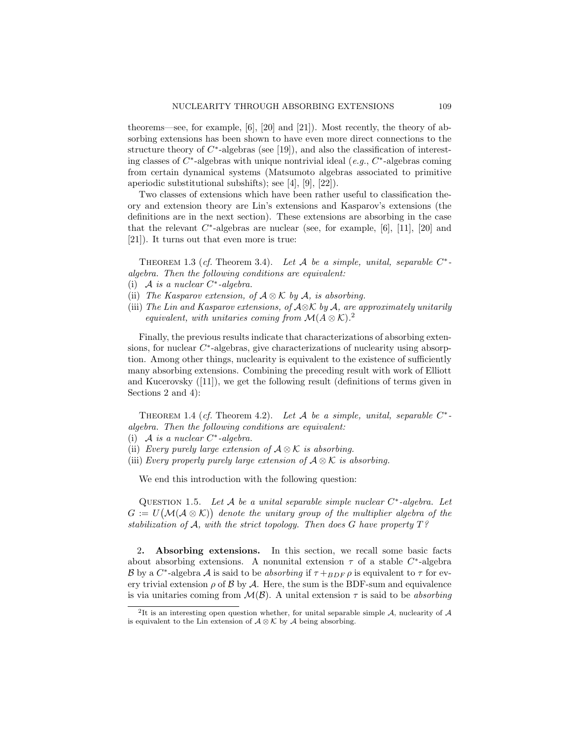theorems—see, for example, [6], [20] and [21]). Most recently, the theory of absorbing extensions has been shown to have even more direct connections to the structure theory of $C^*$-algebras (see [19]), and also the classification of interesting classes of $C^*$-algebras with unique nontrivial ideal (*e.g.*, $C^*$-algebras coming from certain dynamical systems (Matsumoto algebras associated to primitive aperiodic substitutional subshifts); see [4], [9], [22]).

Two classes of extensions which have been rather useful to classification theory and extension theory are Lin's extensions and Kasparov's extensions (the definitions are in the next section). These extensions are absorbing in the case that the relevant $C^*$-algebras are nuclear (see, for example, [6], [11], [20] and [21]). It turns out that even more is true:

Theorem 1.3 (*cf.* Theorem 3.4). *Let $\mathcal{A}$ be a simple, unital, separable $C^*$-algebra. Then the following conditions are equivalent:*

(i) *$\mathcal{A}$ is a nuclear $C^*$-algebra.*
(ii) *The Kasparov extension, of $\mathcal{A} \otimes \mathcal{K}$ by $\mathcal{A}$, is absorbing.*
(iii) *The Lin and Kasparov extensions, of $\mathcal{A} \otimes \mathcal{K}$ by $\mathcal{A}$, are approximately unitarily equivalent, with unitaries coming from $\mathcal{M}(A \otimes \mathcal{K})$.*[2]

Finally, the previous results indicate that characterizations of absorbing extensions, for nuclear $C^*$-algebras, give characterizations of nuclearity using absorption. Among other things, nuclearity is equivalent to the existence of sufficiently many absorbing extensions. Combining the preceding result with work of Elliott and Kucerovsky ([11]), we get the following result (definitions of terms given in Sections 2 and 4):

Theorem 1.4 (*cf.* Theorem 4.2). *Let $\mathcal{A}$ be a simple, unital, separable $C^*$-algebra. Then the following conditions are equivalent:*

(i) *$\mathcal{A}$ is a nuclear $C^*$-algebra.*
(ii) *Every purely large extension of $\mathcal{A} \otimes \mathcal{K}$ is absorbing.*
(iii) *Every properly purely large extension of $\mathcal{A} \otimes \mathcal{K}$ is absorbing.*

We end this introduction with the following question:

Question 1.5. *Let $\mathcal{A}$ be a unital separable simple nuclear $C^*$-algebra. Let $G := U\big(\mathcal{M}(\mathcal{A} \otimes \mathcal{K})\big)$ denote the unitary group of the multiplier algebra of the stabilization of $\mathcal{A}$, with the strict topology. Then does $G$ have property $T$?*

## 2. Absorbing extensions.

In this section, we recall some basic facts about absorbing extensions. A nonunital extension $\tau$ of a stable $C^*$-algebra $\mathcal{B}$ by a $C^*$-algebra $\mathcal{A}$ is said to be *absorbing* if $\tau +_{BDF} \rho$ is equivalent to $\tau$ for every trivial extension $\rho$ of $\mathcal{B}$ by $\mathcal{A}$. Here, the sum is the BDF-sum and equivalence is via unitaries coming from $\mathcal{M}(\mathcal{B})$. A unital extension $\tau$ is said to be *absorbing*

[2] It is an interesting open question whether, for unital separable simple $\mathcal{A}$, nuclearity of $\mathcal{A}$ is equivalent to the Lin extension of $\mathcal{A} \otimes \mathcal{K}$ by $\mathcal{A}$ being absorbing.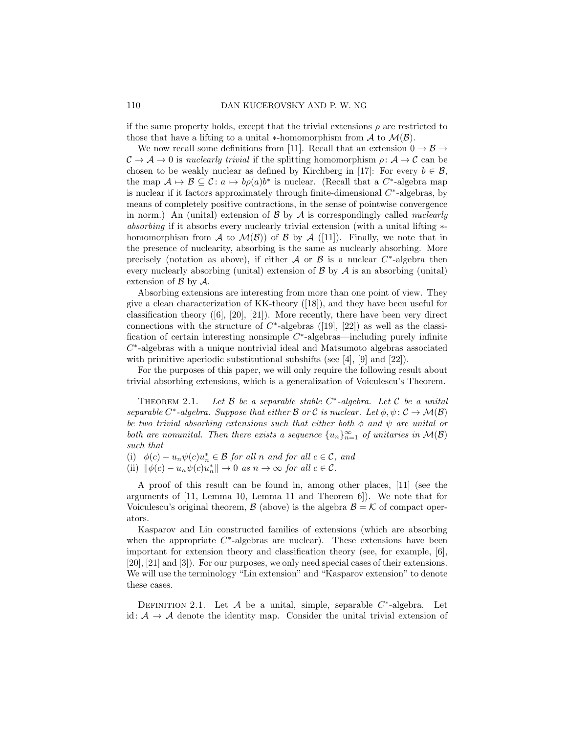if the same property holds, except that the trivial extensions $\rho$ are restricted to those that have a lifting to a unital $*$-homomorphism from $\mathcal{A}$ to $\mathcal{M}(\mathcal{B})$.

We now recall some definitions from [11]. Recall that an extension $0 \to \mathcal{B} \to \mathcal{C} \to \mathcal{A} \to 0$ is *nuclearly trivial* if the splitting homomorphism $\rho\colon \mathcal{A} \to \mathcal{C}$ can be chosen to be weakly nuclear as defined by Kirchberg in [17]: For every $b \in \mathcal{B}$, the map $\mathcal{A} \mapsto \mathcal{B} \subseteq \mathcal{C}\colon a \mapsto b\rho(a)b^*$ is nuclear. (Recall that a $C^*$-algebra map is nuclear if it factors approximately through finite-dimensional $C^*$-algebras, by means of completely positive contractions, in the sense of pointwise convergence in norm.) An (unital) extension of $\mathcal{B}$ by $\mathcal{A}$ is correspondingly called *nuclearly absorbing* if it absorbs every nuclearly trivial extension (with a unital lifting $*$-homomorphism from $\mathcal{A}$ to $\mathcal{M}(\mathcal{B})$) of $\mathcal{B}$ by $\mathcal{A}$ ([11]). Finally, we note that in the presence of nuclearity, absorbing is the same as nuclearly absorbing. More precisely (notation as above), if either $\mathcal{A}$ or $\mathcal{B}$ is a nuclear $C^*$-algebra then every nuclearly absorbing (unital) extension of $\mathcal{B}$ by $\mathcal{A}$ is an absorbing (unital) extension of $\mathcal{B}$ by $\mathcal{A}$.

Absorbing extensions are interesting from more than one point of view. They give a clean characterization of KK-theory ([18]), and they have been useful for classification theory ([6], [20], [21]). More recently, there have been very direct connections with the structure of $C^*$-algebras ([19], [22]) as well as the classification of certain interesting nonsimple $C^*$-algebras—including purely infinite $C^*$-algebras with a unique nontrivial ideal and Matsumoto algebras associated with primitive aperiodic substitutional subshifts (see [4], [9] and [22]).

For the purposes of this paper, we will only require the following result about trivial absorbing extensions, which is a generalization of Voiculescu's Theorem.

Theorem 2.1. *Let $\mathcal{B}$ be a separable stable $C^*$-algebra. Let $\mathcal{C}$ be a unital separable $C^*$-algebra. Suppose that either $\mathcal{B}$ or $\mathcal{C}$ is nuclear. Let $\phi, \psi\colon \mathcal{C} \to \mathcal{M}(\mathcal{B})$ be two trivial absorbing extensions such that either both $\phi$ and $\psi$ are unital or both are nonunital. Then there exists a sequence $\{u_n\}_{n=1}^{\infty}$ of unitaries in $\mathcal{M}(\mathcal{B})$ such that*

(i) $\phi(c) - u_n\psi(c)u_n^* \in \mathcal{B}$ *for all $n$ and for all $c \in \mathcal{C}$, and*

(ii) $\|\phi(c) - u_n\psi(c)u_n^*\| \to 0$ *as $n \to \infty$ for all $c \in \mathcal{C}$.*

A proof of this result can be found in, among other places, [11] (see the arguments of [11, Lemma 10, Lemma 11 and Theorem 6]). We note that for Voiculescu's original theorem, $\mathcal{B}$ (above) is the algebra $\mathcal{B} = \mathcal{K}$ of compact operators.

Kasparov and Lin constructed families of extensions (which are absorbing when the appropriate $C^*$-algebras are nuclear). These extensions have been important for extension theory and classification theory (see, for example, [6], [20], [21] and [3]). For our purposes, we only need special cases of their extensions. We will use the terminology "Lin extension" and "Kasparov extension" to denote these cases.

Definition 2.1. Let $\mathcal{A}$ be a unital, simple, separable $C^*$-algebra. Let $\mathrm{id}\colon \mathcal{A} \to \mathcal{A}$ denote the identity map. Consider the unital trivial extension of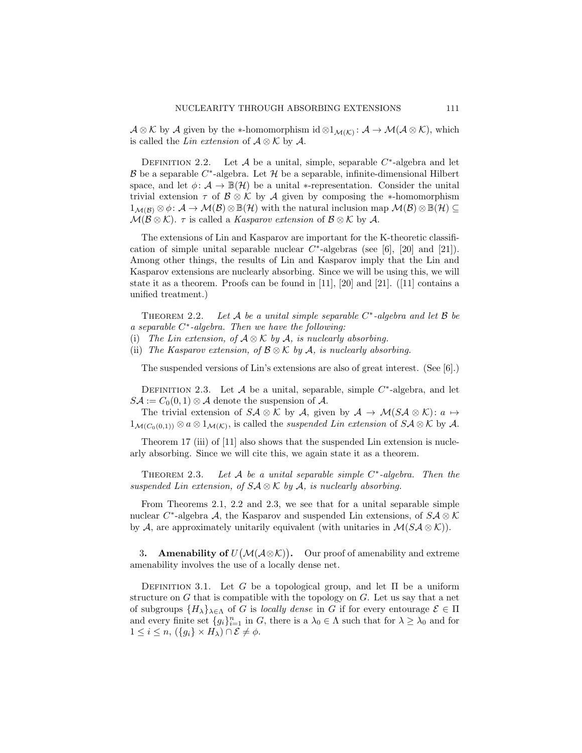$\mathcal{A} \otimes \mathcal{K}$ by $\mathcal{A}$ given by the $*$-homomorphism $\mathrm{id} \otimes 1_{\mathcal{M}(\mathcal{K})} : \mathcal{A} \to \mathcal{M}(\mathcal{A} \otimes \mathcal{K})$, which is called the *Lin extension* of $\mathcal{A} \otimes \mathcal{K}$ by $\mathcal{A}$.

Definition 2.2. Let $\mathcal{A}$ be a unital, simple, separable $C^*$-algebra and let $\mathcal{B}$ be a separable $C^*$-algebra. Let $\mathcal{H}$ be a separable, infinite-dimensional Hilbert space, and let $\phi : \mathcal{A} \to \mathbb{B}(\mathcal{H})$ be a unital $*$-representation. Consider the unital trivial extension $\tau$ of $\mathcal{B} \otimes \mathcal{K}$ by $\mathcal{A}$ given by composing the $*$-homomorphism $1_{\mathcal{M}(\mathcal{B})} \otimes \phi : \mathcal{A} \to \mathcal{M}(\mathcal{B}) \otimes \mathbb{B}(\mathcal{H})$ with the natural inclusion map $\mathcal{M}(\mathcal{B}) \otimes \mathbb{B}(\mathcal{H}) \subseteq \mathcal{M}(\mathcal{B} \otimes \mathcal{K})$. $\tau$ is called a *Kasparov extension* of $\mathcal{B} \otimes \mathcal{K}$ by $\mathcal{A}$.

The extensions of Lin and Kasparov are important for the K-theoretic classification of simple unital separable nuclear $C^*$-algebras (see [6], [20] and [21]). Among other things, the results of Lin and Kasparov imply that the Lin and Kasparov extensions are nuclearly absorbing. Since we will be using this, we will state it as a theorem. Proofs can be found in [11], [20] and [21]. ([11] contains a unified treatment.)

Theorem 2.2. *Let $\mathcal{A}$ be a unital simple separable $C^*$-algebra and let $\mathcal{B}$ be a separable $C^*$-algebra. Then we have the following:*

(i) *The Lin extension, of $\mathcal{A} \otimes \mathcal{K}$ by $\mathcal{A}$, is nuclearly absorbing.*
(ii) *The Kasparov extension, of $\mathcal{B} \otimes \mathcal{K}$ by $\mathcal{A}$, is nuclearly absorbing.*

The suspended versions of Lin's extensions are also of great interest. (See [6].)

Definition 2.3. Let $\mathcal{A}$ be a unital, separable, simple $C^*$-algebra, and let $S\mathcal{A} := C_0(0,1) \otimes \mathcal{A}$ denote the suspension of $\mathcal{A}$.

The trivial extension of $S\mathcal{A} \otimes \mathcal{K}$ by $\mathcal{A}$, given by $\mathcal{A} \to \mathcal{M}(S\mathcal{A} \otimes \mathcal{K}) : a \mapsto 1_{\mathcal{M}(C_0(0,1))} \otimes a \otimes 1_{\mathcal{M}(\mathcal{K})}$, is called the *suspended Lin extension* of $S\mathcal{A} \otimes \mathcal{K}$ by $\mathcal{A}$.

Theorem 17 (iii) of [11] also shows that the suspended Lin extension is nuclearly absorbing. Since we will cite this, we again state it as a theorem.

Theorem 2.3. *Let $\mathcal{A}$ be a unital separable simple $C^*$-algebra. Then the suspended Lin extension, of $S\mathcal{A} \otimes \mathcal{K}$ by $\mathcal{A}$, is nuclearly absorbing.*

From Theorems 2.1, 2.2 and 2.3, we see that for a unital separable simple nuclear $C^*$-algebra $\mathcal{A}$, the Kasparov and suspended Lin extensions, of $S\mathcal{A} \otimes \mathcal{K}$ by $\mathcal{A}$, are approximately unitarily equivalent (with unitaries in $\mathcal{M}(S\mathcal{A} \otimes \mathcal{K})$).

## 3. Amenability of $U(\mathcal{M}(\mathcal{A} \otimes \mathcal{K}))$.

Our proof of amenability and extreme amenability involves the use of a locally dense net.

Definition 3.1. Let $G$ be a topological group, and let $\Pi$ be a uniform structure on $G$ that is compatible with the topology on $G$. Let us say that a net of subgroups $\{H_\lambda\}_{\lambda \in \Lambda}$ of $G$ is *locally dense* in $G$ if for every entourage $\mathcal{E} \in \Pi$ and every finite set $\{g_i\}_{i=1}^n$ in $G$, there is a $\lambda_0 \in \Lambda$ such that for $\lambda \geq \lambda_0$ and for $1 \leq i \leq n$, $(\{g_i\} \times H_\lambda) \cap \mathcal{E} \neq \phi$.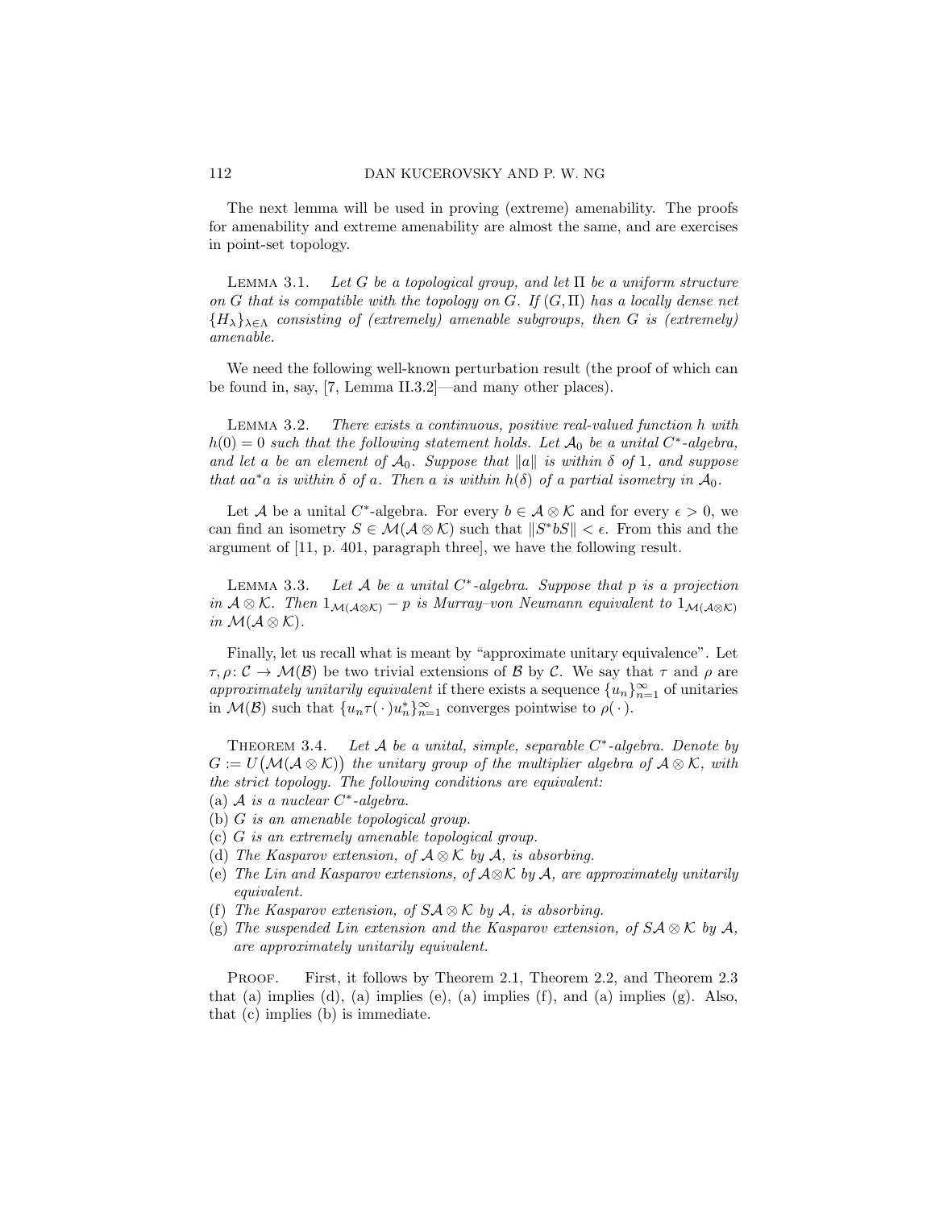The next lemma will be used in proving (extreme) amenability. The proofs for amenability and extreme amenability are almost the same, and are exercises in point-set topology.

LEMMA 3.1. *Let $G$ be a topological group, and let $\Pi$ be a uniform structure on $G$ that is compatible with the topology on $G$. If $(G, \Pi)$ has a locally dense net $\{H_\lambda\}_{\lambda \in \Lambda}$ consisting of (extremely) amenable subgroups, then $G$ is (extremely) amenable.*

We need the following well-known perturbation result (the proof of which can be found in, say, [7, Lemma II.3.2]—and many other places).

LEMMA 3.2. *There exists a continuous, positive real-valued function $h$ with $h(0) = 0$ such that the following statement holds. Let $\mathcal{A}_0$ be a unital $C^*$-algebra, and let $a$ be an element of $\mathcal{A}_0$. Suppose that $\|a\|$ is within $\delta$ of 1, and suppose that $aa^*a$ is within $\delta$ of $a$. Then $a$ is within $h(\delta)$ of a partial isometry in $\mathcal{A}_0$.*

Let $\mathcal{A}$ be a unital $C^*$-algebra. For every $b \in \mathcal{A} \otimes \mathcal{K}$ and for every $\epsilon > 0$, we can find an isometry $S \in \mathcal{M}(\mathcal{A} \otimes \mathcal{K})$ such that $\|S^*bS\| < \epsilon$. From this and the argument of [11, p. 401, paragraph three], we have the following result.

LEMMA 3.3. *Let $\mathcal{A}$ be a unital $C^*$-algebra. Suppose that $p$ is a projection in $\mathcal{A} \otimes \mathcal{K}$. Then $1_{\mathcal{M}(\mathcal{A}\otimes\mathcal{K})} - p$ is Murray–von Neumann equivalent to $1_{\mathcal{M}(\mathcal{A}\otimes\mathcal{K})}$ in $\mathcal{M}(\mathcal{A} \otimes \mathcal{K})$.*

Finally, let us recall what is meant by "approximate unitary equivalence". Let $\tau, \rho \colon \mathcal{C} \to \mathcal{M}(\mathcal{B})$ be two trivial extensions of $\mathcal{B}$ by $\mathcal{C}$. We say that $\tau$ and $\rho$ are *approximately unitarily equivalent* if there exists a sequence $\{u_n\}_{n=1}^{\infty}$ of unitaries in $\mathcal{M}(\mathcal{B})$ such that $\{u_n \tau(\,\cdot\,) u_n^*\}_{n=1}^{\infty}$ converges pointwise to $\rho(\,\cdot\,)$.

THEOREM 3.4. *Let $\mathcal{A}$ be a unital, simple, separable $C^*$-algebra. Denote by $G := U\big(\mathcal{M}(\mathcal{A} \otimes \mathcal{K})\big)$ the unitary group of the multiplier algebra of $\mathcal{A} \otimes \mathcal{K}$, with the strict topology. The following conditions are equivalent:*

(a) *$\mathcal{A}$ is a nuclear $C^*$-algebra.*
(b) *$G$ is an amenable topological group.*
(c) *$G$ is an extremely amenable topological group.*
(d) *The Kasparov extension, of $\mathcal{A} \otimes \mathcal{K}$ by $\mathcal{A}$, is absorbing.*
(e) *The Lin and Kasparov extensions, of $\mathcal{A}\otimes\mathcal{K}$ by $\mathcal{A}$, are approximately unitarily equivalent.*
(f) *The Kasparov extension, of $S\mathcal{A} \otimes \mathcal{K}$ by $\mathcal{A}$, is absorbing.*
(g) *The suspended Lin extension and the Kasparov extension, of $S\mathcal{A} \otimes \mathcal{K}$ by $\mathcal{A}$, are approximately unitarily equivalent.*

PROOF. First, it follows by Theorem 2.1, Theorem 2.2, and Theorem 2.3 that (a) implies (d), (a) implies (e), (a) implies (f), and (a) implies (g). Also, that (c) implies (b) is immediate.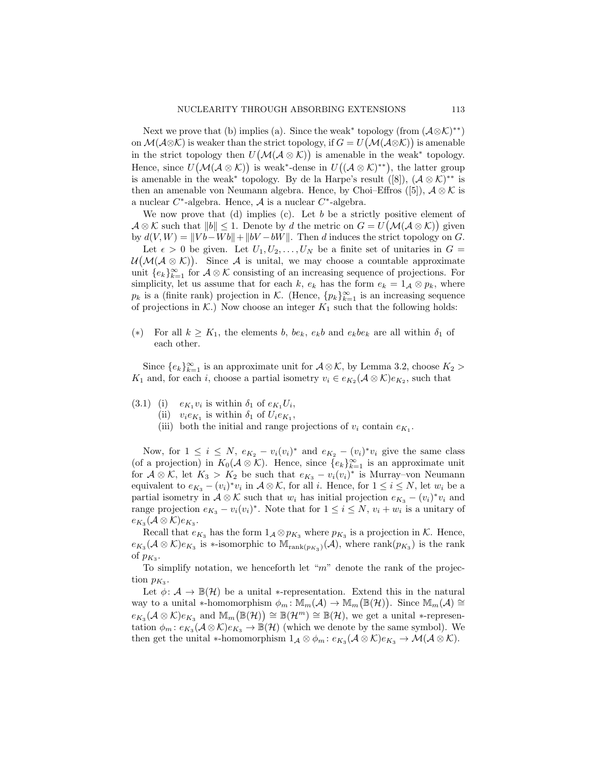Next we prove that (b) implies (a). Since the weak$^*$ topology (from $(\mathcal{A}\otimes\mathcal{K})^{**}$) on $\mathcal{M}(\mathcal{A}\otimes\mathcal{K})$ is weaker than the strict topology, if $G = U\big(\mathcal{M}(\mathcal{A}\otimes\mathcal{K})\big)$ is amenable in the strict topology then $U\big(\mathcal{M}(\mathcal{A}\otimes\mathcal{K})\big)$ is amenable in the weak$^*$ topology. Hence, since $U\big(\mathcal{M}(\mathcal{A}\otimes\mathcal{K})\big)$ is weak$^*$-dense in $U\big((\mathcal{A}\otimes\mathcal{K})^{**}\big)$, the latter group is amenable in the weak$^*$ topology. By de la Harpe's result ([8]), $(\mathcal{A}\otimes\mathcal{K})^{**}$ is then an amenable von Neumann algebra. Hence, by Choi–Effros ([5]), $\mathcal{A}\otimes\mathcal{K}$ is a nuclear $C^*$-algebra. Hence, $\mathcal{A}$ is a nuclear $C^*$-algebra.

We now prove that (d) implies (c). Let $b$ be a strictly positive element of $\mathcal{A}\otimes\mathcal{K}$ such that $\|b\| \leq 1$. Denote by $d$ the metric on $G = U\big(\mathcal{M}(\mathcal{A}\otimes\mathcal{K})\big)$ given by $d(V,W) = \|Vb - Wb\| + \|bV - bW\|$. Then $d$ induces the strict topology on $G$.

Let $\epsilon > 0$ be given. Let $U_1, U_2, \ldots, U_N$ be a finite set of unitaries in $G = \mathcal{U}\big(\mathcal{M}(\mathcal{A}\otimes\mathcal{K})\big)$. Since $\mathcal{A}$ is unital, we may choose a countable approximate unit $\{e_k\}_{k=1}^{\infty}$ for $\mathcal{A}\otimes\mathcal{K}$ consisting of an increasing sequence of projections. For simplicity, let us assume that for each $k$, $e_k$ has the form $e_k = 1_{\mathcal{A}}\otimes p_k$, where $p_k$ is a (finite rank) projection in $\mathcal{K}$. (Hence, $\{p_k\}_{k=1}^{\infty}$ is an increasing sequence of projections in $\mathcal{K}$.) Now choose an integer $K_1$ such that the following holds:

(∗) For all $k \geq K_1$, the elements $b$, $be_k$, $e_kb$ and $e_kbe_k$ are all within $\delta_1$ of each other.

Since $\{e_k\}_{k=1}^{\infty}$ is an approximate unit for $\mathcal{A}\otimes\mathcal{K}$, by Lemma 3.2, choose $K_2 > K_1$ and, for each $i$, choose a partial isometry $v_i \in e_{K_2}(\mathcal{A}\otimes\mathcal{K})e_{K_2}$, such that

(3.1) (i) $e_{K_1}v_i$ is within $\delta_1$ of $e_{K_1}U_i$,
(ii) $v_ie_{K_1}$ is within $\delta_1$ of $U_ie_{K_1}$,
(iii) both the initial and range projections of $v_i$ contain $e_{K_1}$.

Now, for $1 \leq i \leq N$, $e_{K_2} - v_i(v_i)^*$ and $e_{K_2} - (v_i)^*v_i$ give the same class (of a projection) in $K_0(\mathcal{A}\otimes\mathcal{K})$. Hence, since $\{e_k\}_{k=1}^{\infty}$ is an approximate unit for $\mathcal{A}\otimes\mathcal{K}$, let $K_3 > K_2$ be such that $e_{K_3} - v_i(v_i)^*$ is Murray–von Neumann equivalent to $e_{K_3} - (v_i)^*v_i$ in $\mathcal{A}\otimes\mathcal{K}$, for all $i$. Hence, for $1 \leq i \leq N$, let $w_i$ be a partial isometry in $\mathcal{A}\otimes\mathcal{K}$ such that $w_i$ has initial projection $e_{K_3} - (v_i)^*v_i$ and range projection $e_{K_3} - v_i(v_i)^*$. Note that for $1 \leq i \leq N$, $v_i + w_i$ is a unitary of $e_{K_3}(\mathcal{A}\otimes\mathcal{K})e_{K_3}$.

Recall that $e_{K_3}$ has the form $1_{\mathcal{A}}\otimes p_{K_3}$ where $p_{K_3}$ is a projection in $\mathcal{K}$. Hence, $e_{K_3}(\mathcal{A}\otimes\mathcal{K})e_{K_3}$ is ∗-isomorphic to $\mathbb{M}_{\mathrm{rank}(p_{K_3})}(\mathcal{A})$, where $\mathrm{rank}(p_{K_3})$ is the rank of $p_{K_3}$.

To simplify notation, we henceforth let "$m$" denote the rank of the projection $p_{K_3}$.

Let $\phi\colon \mathcal{A}\to\mathbb{B}(\mathcal{H})$ be a unital ∗-representation. Extend this in the natural way to a unital ∗-homomorphism $\phi_m\colon \mathbb{M}_m(\mathcal{A})\to\mathbb{M}_m\big(\mathbb{B}(\mathcal{H})\big)$. Since $\mathbb{M}_m(\mathcal{A}) \cong e_{K_3}(\mathcal{A}\otimes\mathcal{K})e_{K_3}$ and $\mathbb{M}_m\big(\mathbb{B}(\mathcal{H})\big) \cong \mathbb{B}(\mathcal{H}^m) \cong \mathbb{B}(\mathcal{H})$, we get a unital ∗-representation $\phi_m\colon e_{K_3}(\mathcal{A}\otimes\mathcal{K})e_{K_3}\to\mathbb{B}(\mathcal{H})$ (which we denote by the same symbol). We then get the unital ∗-homomorphism $1_{\mathcal{A}}\otimes\phi_m\colon e_{K_3}(\mathcal{A}\otimes\mathcal{K})e_{K_3}\to\mathcal{M}(\mathcal{A}\otimes\mathcal{K})$.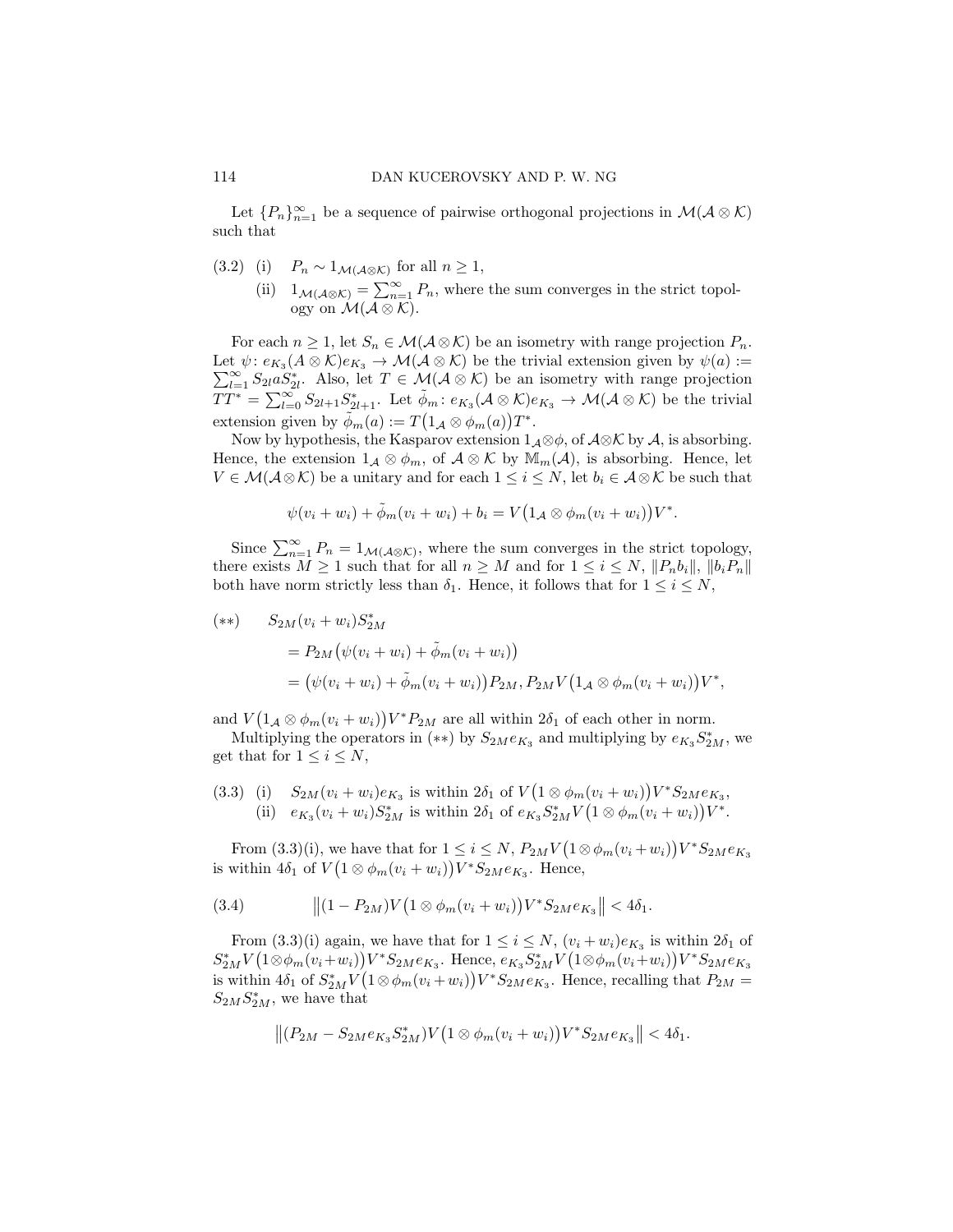Let $\{P_n\}_{n=1}^{\infty}$ be a sequence of pairwise orthogonal projections in $\mathcal{M}(\mathcal{A} \otimes \mathcal{K})$ such that

(3.2) (i) $P_n \sim 1_{\mathcal{M}(\mathcal{A}\otimes\mathcal{K})}$ for all $n \geq 1$,

(ii) $1_{\mathcal{M}(\mathcal{A}\otimes\mathcal{K})} = \sum_{n=1}^{\infty} P_n$, where the sum converges in the strict topology on $\mathcal{M}(\mathcal{A} \otimes \mathcal{K})$.

For each $n \geq 1$, let $S_n \in \mathcal{M}(\mathcal{A}\otimes\mathcal{K})$ be an isometry with range projection $P_n$. Let $\psi\colon e_{K_3}(A \otimes \mathcal{K})e_{K_3} \to \mathcal{M}(\mathcal{A} \otimes \mathcal{K})$ be the trivial extension given by $\psi(a) := \sum_{l=1}^{\infty} S_{2l} a S_{2l}^*$. Also, let $T \in \mathcal{M}(\mathcal{A} \otimes \mathcal{K})$ be an isometry with range projection $TT^* = \sum_{l=0}^{\infty} S_{2l+1} S_{2l+1}^*$. Let $\tilde{\phi}_m\colon e_{K_3}(\mathcal{A} \otimes \mathcal{K})e_{K_3} \to \mathcal{M}(\mathcal{A} \otimes \mathcal{K})$ be the trivial extension given by $\tilde{\phi}_m(a) := T\big(1_{\mathcal{A}} \otimes \phi_m(a)\big)T^*$.

Now by hypothesis, the Kasparov extension $1_{\mathcal{A}}\otimes\phi$, of $\mathcal{A}\otimes\mathcal{K}$ by $\mathcal{A}$, is absorbing. Hence, the extension $1_{\mathcal{A}} \otimes \phi_m$, of $\mathcal{A} \otimes \mathcal{K}$ by $\mathbb{M}_m(\mathcal{A})$, is absorbing. Hence, let $V \in \mathcal{M}(\mathcal{A}\otimes\mathcal{K})$ be a unitary and for each $1 \leq i \leq N$, let $b_i \in \mathcal{A}\otimes\mathcal{K}$ be such that

$$\psi(v_i + w_i) + \tilde{\phi}_m(v_i + w_i) + b_i = V\big(1_{\mathcal{A}} \otimes \phi_m(v_i + w_i)\big)V^*.$$

Since $\sum_{n=1}^{\infty} P_n = 1_{\mathcal{M}(\mathcal{A}\otimes\mathcal{K})}$, where the sum converges in the strict topology, there exists $M \geq 1$ such that for all $n \geq M$ and for $1 \leq i \leq N$, $\|P_n b_i\|$, $\|b_i P_n\|$ both have norm strictly less than $\delta_1$. Hence, it follows that for $1 \leq i \leq N$,

$$
\begin{aligned}
(**) \qquad & S_{2M}(v_i + w_i)S_{2M}^* \\
&= P_{2M}\big(\psi(v_i + w_i) + \tilde{\phi}_m(v_i + w_i)\big) \\
&= \big(\psi(v_i + w_i) + \tilde{\phi}_m(v_i + w_i)\big)P_{2M}, P_{2M}V\big(1_{\mathcal{A}} \otimes \phi_m(v_i + w_i)\big)V^*,
\end{aligned}
$$

and $V\big(1_{\mathcal{A}} \otimes \phi_m(v_i + w_i)\big)V^*P_{2M}$ are all within $2\delta_1$ of each other in norm.

Multiplying the operators in $(**)$ by $S_{2M}e_{K_3}$ and multiplying by $e_{K_3}S_{2M}^*$, we get that for $1 \leq i \leq N$,

(3.3) (i) $S_{2M}(v_i + w_i)e_{K_3}$ is within $2\delta_1$ of $V\big(1 \otimes \phi_m(v_i + w_i)\big)V^*S_{2M}e_{K_3}$,

(ii) $e_{K_3}(v_i + w_i)S_{2M}^*$ is within $2\delta_1$ of $e_{K_3}S_{2M}^*V\big(1 \otimes \phi_m(v_i + w_i)\big)V^*$.

From (3.3)(i), we have that for $1 \leq i \leq N$, $P_{2M}V\big(1 \otimes \phi_m(v_i + w_i)\big)V^*S_{2M}e_{K_3}$ is within $4\delta_1$ of $V\big(1 \otimes \phi_m(v_i + w_i)\big)V^*S_{2M}e_{K_3}$. Hence,

$$\big\|(1 - P_{2M})V\big(1 \otimes \phi_m(v_i + w_i)\big)V^*S_{2M}e_{K_3}\big\| < 4\delta_1. \tag{3.4}$$

From (3.3)(i) again, we have that for $1 \leq i \leq N$, $(v_i + w_i)e_{K_3}$ is within $2\delta_1$ of $S_{2M}^*V\big(1\otimes\phi_m(v_i+w_i)\big)V^*S_{2M}e_{K_3}$. Hence, $e_{K_3}S_{2M}^*V\big(1\otimes\phi_m(v_i+w_i)\big)V^*S_{2M}e_{K_3}$ is within $4\delta_1$ of $S_{2M}^*V\big(1\otimes\phi_m(v_i+w_i)\big)V^*S_{2M}e_{K_3}$. Hence, recalling that $P_{2M} = S_{2M}S_{2M}^*$, we have that

$$\big\|(P_{2M} - S_{2M}e_{K_3}S_{2M}^*)V\big(1 \otimes \phi_m(v_i + w_i)\big)V^*S_{2M}e_{K_3}\big\| < 4\delta_1.$$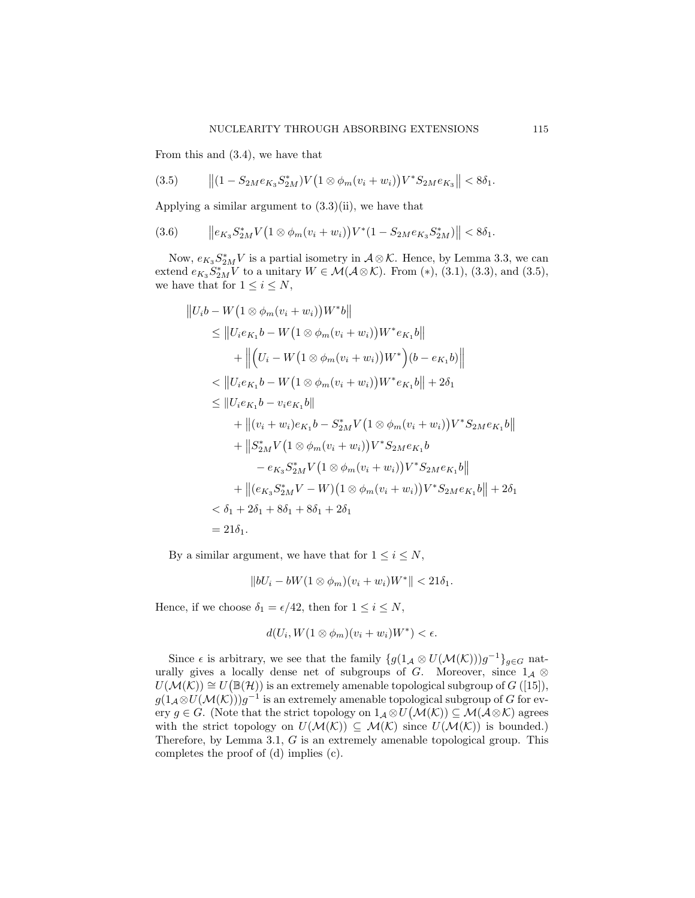From this and (3.4), we have that

$$\left\|(1 - S_{2M} e_{K_3} S_{2M}^*) V \big(1 \otimes \phi_m(v_i + w_i)\big) V^* S_{2M} e_{K_3}\right\| < 8\delta_1. \tag{3.5}$$

Applying a similar argument to (3.3)(ii), we have that

$$\left\|e_{K_3} S_{2M}^* V \big(1 \otimes \phi_m(v_i + w_i)\big) V^* (1 - S_{2M} e_{K_3} S_{2M}^*)\right\| < 8\delta_1. \tag{3.6}$$

Now, $e_{K_3} S_{2M}^* V$ is a partial isometry in $\mathcal{A} \otimes \mathcal{K}$. Hence, by Lemma 3.3, we can extend $e_{K_3} S_{2M}^* V$ to a unitary $W \in \mathcal{M}(\mathcal{A} \otimes \mathcal{K})$. From (∗), (3.1), (3.3), and (3.5), we have that for $1 \leq i \leq N$,

$$\begin{aligned}
&\left\|U_i b - W\big(1 \otimes \phi_m(v_i + w_i)\big) W^* b\right\| \\
&\quad\leq \left\|U_i e_{K_1} b - W\big(1 \otimes \phi_m(v_i + w_i)\big) W^* e_{K_1} b\right\| \\
&\qquad + \left\|\Big(U_i - W\big(1 \otimes \phi_m(v_i + w_i)\big) W^*\Big)(b - e_{K_1} b)\right\| \\
&\quad< \left\|U_i e_{K_1} b - W\big(1 \otimes \phi_m(v_i + w_i)\big) W^* e_{K_1} b\right\| + 2\delta_1 \\
&\quad\leq \left\|U_i e_{K_1} b - v_i e_{K_1} b\right\| \\
&\qquad + \left\|(v_i + w_i) e_{K_1} b - S_{2M}^* V \big(1 \otimes \phi_m(v_i + w_i)\big) V^* S_{2M} e_{K_1} b\right\| \\
&\qquad + \big\|S_{2M}^* V \big(1 \otimes \phi_m(v_i + w_i)\big) V^* S_{2M} e_{K_1} b \\
&\qquad\quad - e_{K_3} S_{2M}^* V \big(1 \otimes \phi_m(v_i + w_i)\big) V^* S_{2M} e_{K_1} b\big\| \\
&\qquad + \left\|(e_{K_3} S_{2M}^* V - W)\big(1 \otimes \phi_m(v_i + w_i)\big) V^* S_{2M} e_{K_1} b\right\| + 2\delta_1 \\
&\quad< \delta_1 + 2\delta_1 + 8\delta_1 + 8\delta_1 + 2\delta_1 \\
&\quad= 21\delta_1.
\end{aligned}$$

By a similar argument, we have that for $1 \leq i \leq N$,

$$\|bU_i - bW(1 \otimes \phi_m)(v_i + w_i) W^*\| < 21\delta_1.$$

Hence, if we choose $\delta_1 = \epsilon/42$, then for $1 \leq i \leq N$,

$$d(U_i, W(1 \otimes \phi_m)(v_i + w_i) W^*) < \epsilon.$$

Since $\epsilon$ is arbitrary, we see that the family $\{g(1_{\mathcal{A}} \otimes U(\mathcal{M}(\mathcal{K})))g^{-1}\}_{g \in G}$ naturally gives a locally dense net of subgroups of $G$. Moreover, since $1_{\mathcal{A}} \otimes U(\mathcal{M}(\mathcal{K})) \cong U\big(\mathbb{B}(\mathcal{H})\big)$ is an extremely amenable topological subgroup of $G$ ([15]), $g(1_{\mathcal{A}} \otimes U(\mathcal{M}(\mathcal{K})))g^{-1}$ is an extremely amenable topological subgroup of $G$ for every $g \in G$. (Note that the strict topology on $1_{\mathcal{A}} \otimes U\big(\mathcal{M}(\mathcal{K})\big) \subseteq \mathcal{M}(\mathcal{A} \otimes \mathcal{K})$ agrees with the strict topology on $U(\mathcal{M}(\mathcal{K})) \subseteq \mathcal{M}(\mathcal{K})$ since $U(\mathcal{M}(\mathcal{K}))$ is bounded.) Therefore, by Lemma 3.1, $G$ is an extremely amenable topological group. This completes the proof of (d) implies (c).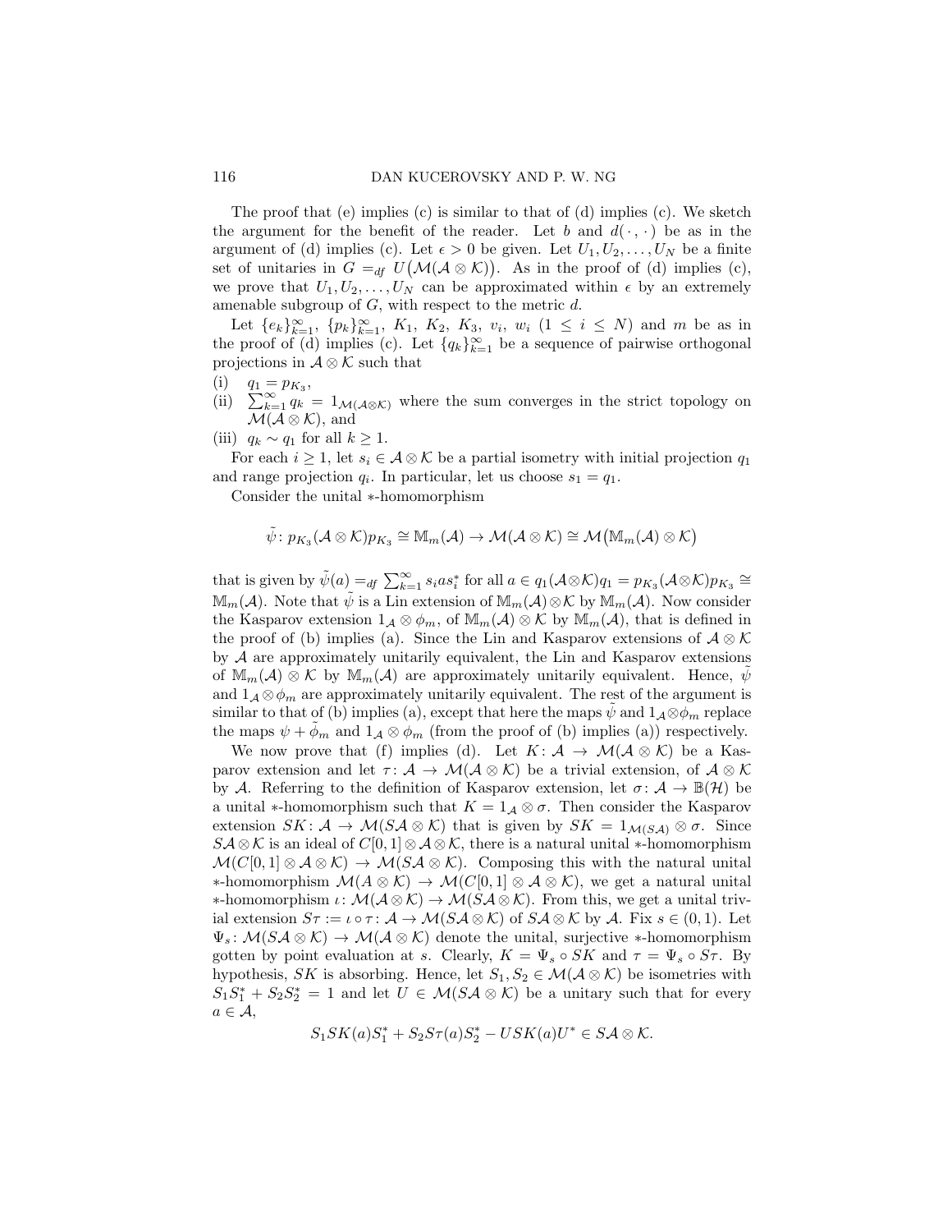The proof that (e) implies (c) is similar to that of (d) implies (c). We sketch the argument for the benefit of the reader. Let $b$ and $d(\cdot,\cdot)$ be as in the argument of (d) implies (c). Let $\epsilon > 0$ be given. Let $U_1, U_2, \ldots, U_N$ be a finite set of unitaries in $G =_{df} U\big(\mathcal{M}(\mathcal{A}\otimes\mathcal{K})\big)$. As in the proof of (d) implies (c), we prove that $U_1, U_2, \ldots, U_N$ can be approximated within $\epsilon$ by an extremely amenable subgroup of $G$, with respect to the metric $d$.

Let $\{e_k\}_{k=1}^{\infty}$, $\{p_k\}_{k=1}^{\infty}$, $K_1$, $K_2$, $K_3$, $v_i$, $w_i$ $(1 \leq i \leq N)$ and $m$ be as in the proof of (d) implies (c). Let $\{q_k\}_{k=1}^{\infty}$ be a sequence of pairwise orthogonal projections in $\mathcal{A}\otimes\mathcal{K}$ such that

(i) $q_1 = p_{K_3}$,
(ii) $\sum_{k=1}^{\infty} q_k = 1_{\mathcal{M}(\mathcal{A}\otimes\mathcal{K})}$ where the sum converges in the strict topology on $\mathcal{M}(\mathcal{A}\otimes\mathcal{K})$, and
(iii) $q_k \sim q_1$ for all $k \geq 1$.

For each $i \geq 1$, let $s_i \in \mathcal{A}\otimes\mathcal{K}$ be a partial isometry with initial projection $q_1$ and range projection $q_i$. In particular, let us choose $s_1 = q_1$.

Consider the unital $*$-homomorphism

$$\tilde{\psi}\colon p_{K_3}(\mathcal{A}\otimes\mathcal{K})p_{K_3} \cong \mathbb{M}_m(\mathcal{A}) \to \mathcal{M}(\mathcal{A}\otimes\mathcal{K}) \cong \mathcal{M}\big(\mathbb{M}_m(\mathcal{A})\otimes\mathcal{K}\big)$$

that is given by $\tilde{\psi}(a) =_{df} \sum_{k=1}^{\infty} s_i a s_i^*$ for all $a \in q_1(\mathcal{A}\otimes\mathcal{K})q_1 = p_{K_3}(\mathcal{A}\otimes\mathcal{K})p_{K_3} \cong \mathbb{M}_m(\mathcal{A})$. Note that $\tilde{\psi}$ is a Lin extension of $\mathbb{M}_m(\mathcal{A})\otimes\mathcal{K}$ by $\mathbb{M}_m(\mathcal{A})$. Now consider the Kasparov extension $1_{\mathcal{A}}\otimes\phi_m$, of $\mathbb{M}_m(\mathcal{A})\otimes\mathcal{K}$ by $\mathbb{M}_m(\mathcal{A})$, that is defined in the proof of (b) implies (a). Since the Lin and Kasparov extensions of $\mathcal{A}\otimes\mathcal{K}$ by $\mathcal{A}$ are approximately unitarily equivalent, the Lin and Kasparov extensions of $\mathbb{M}_m(\mathcal{A})\otimes\mathcal{K}$ by $\mathbb{M}_m(\mathcal{A})$ are approximately unitarily equivalent. Hence, $\tilde{\psi}$ and $1_{\mathcal{A}}\otimes\phi_m$ are approximately unitarily equivalent. The rest of the argument is similar to that of (b) implies (a), except that here the maps $\tilde{\psi}$ and $1_{\mathcal{A}}\otimes\phi_m$ replace the maps $\psi + \tilde{\phi}_m$ and $1_{\mathcal{A}}\otimes\phi_m$ (from the proof of (b) implies (a)) respectively.

We now prove that (f) implies (d). Let $K\colon \mathcal{A} \to \mathcal{M}(\mathcal{A}\otimes\mathcal{K})$ be a Kasparov extension and let $\tau\colon \mathcal{A} \to \mathcal{M}(\mathcal{A}\otimes\mathcal{K})$ be a trivial extension, of $\mathcal{A}\otimes\mathcal{K}$ by $\mathcal{A}$. Referring to the definition of Kasparov extension, let $\sigma\colon \mathcal{A} \to \mathbb{B}(\mathcal{H})$ be a unital $*$-homomorphism such that $K = 1_{\mathcal{A}}\otimes\sigma$. Then consider the Kasparov extension $SK\colon \mathcal{A} \to \mathcal{M}(S\mathcal{A}\otimes\mathcal{K})$ that is given by $SK = 1_{\mathcal{M}(S\mathcal{A})}\otimes\sigma$. Since $S\mathcal{A}\otimes\mathcal{K}$ is an ideal of $C[0,1]\otimes\mathcal{A}\otimes\mathcal{K}$, there is a natural unital $*$-homomorphism $\mathcal{M}(C[0,1]\otimes\mathcal{A}\otimes\mathcal{K}) \to \mathcal{M}(S\mathcal{A}\otimes\mathcal{K})$. Composing this with the natural unital $*$-homomorphism $\mathcal{M}(A\otimes\mathcal{K}) \to \mathcal{M}(C[0,1]\otimes\mathcal{A}\otimes\mathcal{K})$, we get a natural unital $*$-homomorphism $\iota\colon \mathcal{M}(\mathcal{A}\otimes\mathcal{K}) \to \mathcal{M}(S\mathcal{A}\otimes\mathcal{K})$. From this, we get a unital trivial extension $S\tau := \iota\circ\tau\colon \mathcal{A} \to \mathcal{M}(S\mathcal{A}\otimes\mathcal{K})$ of $S\mathcal{A}\otimes\mathcal{K}$ by $\mathcal{A}$. Fix $s \in (0,1)$. Let $\Psi_s\colon \mathcal{M}(S\mathcal{A}\otimes\mathcal{K}) \to \mathcal{M}(\mathcal{A}\otimes\mathcal{K})$ denote the unital, surjective $*$-homomorphism gotten by point evaluation at $s$. Clearly, $K = \Psi_s\circ SK$ and $\tau = \Psi_s\circ S\tau$. By hypothesis, $SK$ is absorbing. Hence, let $S_1, S_2 \in \mathcal{M}(\mathcal{A}\otimes\mathcal{K})$ be isometries with $S_1S_1^* + S_2S_2^* = 1$ and let $U \in \mathcal{M}(S\mathcal{A}\otimes\mathcal{K})$ be a unitary such that for every $a \in \mathcal{A}$,

$$S_1 SK(a) S_1^* + S_2 S\tau(a) S_2^* - USK(a)U^* \in S\mathcal{A}\otimes\mathcal{K}.$$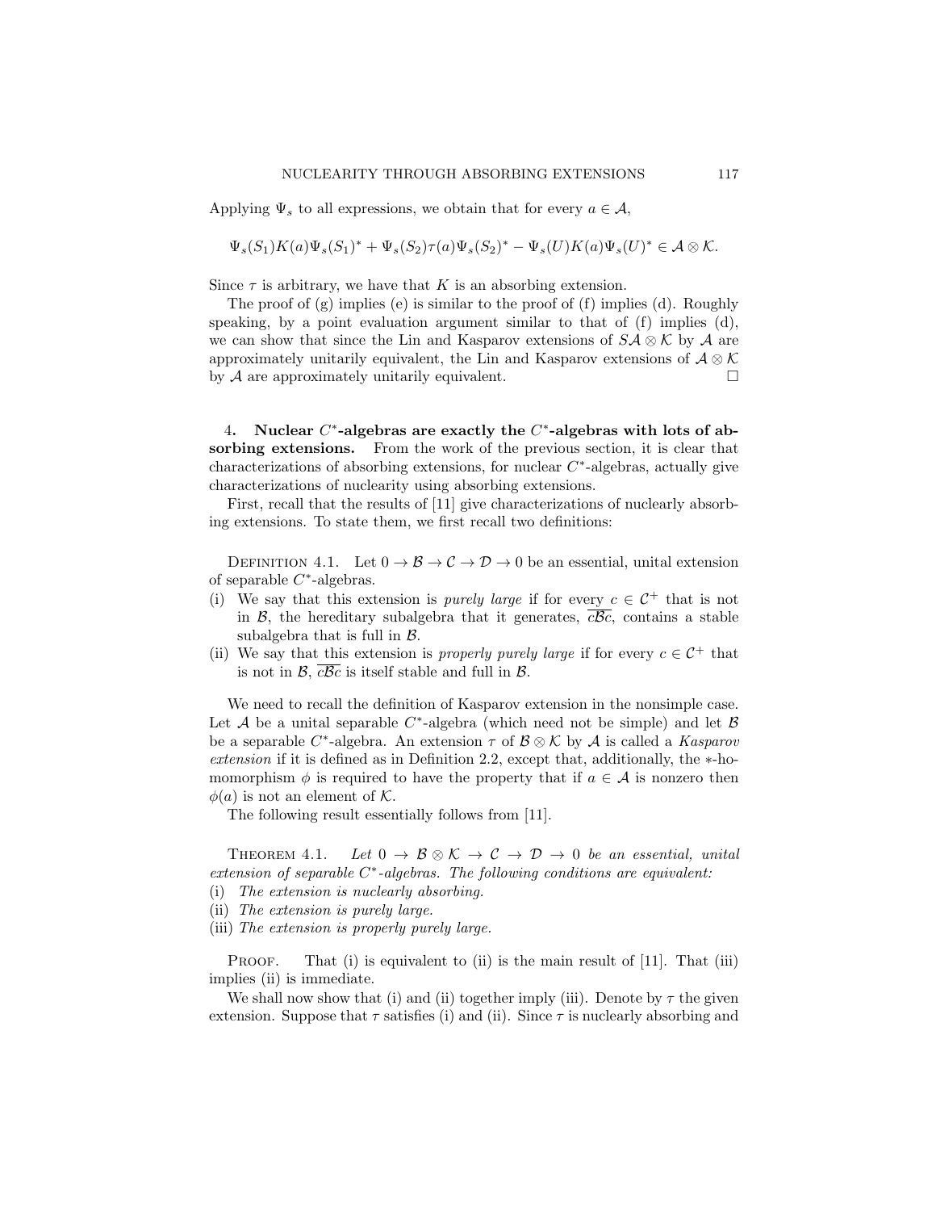Applying $\Psi_s$ to all expressions, we obtain that for every $a \in \mathcal{A}$,

$$\Psi_s(S_1)K(a)\Psi_s(S_1)^* + \Psi_s(S_2)\tau(a)\Psi_s(S_2)^* - \Psi_s(U)K(a)\Psi_s(U)^* \in \mathcal{A} \otimes \mathcal{K}.$$

Since $\tau$ is arbitrary, we have that $K$ is an absorbing extension.

The proof of (g) implies (e) is similar to the proof of (f) implies (d). Roughly speaking, by a point evaluation argument similar to that of (f) implies (d), we can show that since the Lin and Kasparov extensions of $S\mathcal{A} \otimes \mathcal{K}$ by $\mathcal{A}$ are approximately unitarily equivalent, the Lin and Kasparov extensions of $\mathcal{A} \otimes \mathcal{K}$ by $\mathcal{A}$ are approximately unitarily equivalent. □

## 4. Nuclear $C^*$-algebras are exactly the $C^*$-algebras with lots of absorbing extensions.

From the work of the previous section, it is clear that characterizations of absorbing extensions, for nuclear $C^*$-algebras, actually give characterizations of nuclearity using absorbing extensions.

First, recall that the results of [11] give characterizations of nuclearly absorbing extensions. To state them, we first recall two definitions:

Definition 4.1. Let $0 \to \mathcal{B} \to \mathcal{C} \to \mathcal{D} \to 0$ be an essential, unital extension of separable $C^*$-algebras.

(i) We say that this extension is *purely large* if for every $c \in \mathcal{C}^+$ that is not in $\mathcal{B}$, the hereditary subalgebra that it generates, $\overline{c\mathcal{B}c}$, contains a stable subalgebra that is full in $\mathcal{B}$.

(ii) We say that this extension is *properly purely large* if for every $c \in \mathcal{C}^+$ that is not in $\mathcal{B}$, $\overline{c\mathcal{B}c}$ is itself stable and full in $\mathcal{B}$.

We need to recall the definition of Kasparov extension in the nonsimple case. Let $\mathcal{A}$ be a unital separable $C^*$-algebra (which need not be simple) and let $\mathcal{B}$ be a separable $C^*$-algebra. An extension $\tau$ of $\mathcal{B} \otimes \mathcal{K}$ by $\mathcal{A}$ is called a *Kasparov extension* if it is defined as in Definition 2.2, except that, additionally, the $*$-homomorphism $\phi$ is required to have the property that if $a \in \mathcal{A}$ is nonzero then $\phi(a)$ is not an element of $\mathcal{K}$.

The following result essentially follows from [11].

Theorem 4.1. *Let $0 \to \mathcal{B} \otimes \mathcal{K} \to \mathcal{C} \to \mathcal{D} \to 0$ be an essential, unital extension of separable $C^*$-algebras. The following conditions are equivalent:*

(i) *The extension is nuclearly absorbing.*

(ii) *The extension is purely large.*

(iii) *The extension is properly purely large.*

Proof. That (i) is equivalent to (ii) is the main result of [11]. That (iii) implies (ii) is immediate.

We shall now show that (i) and (ii) together imply (iii). Denote by $\tau$ the given extension. Suppose that $\tau$ satisfies (i) and (ii). Since $\tau$ is nuclearly absorbing and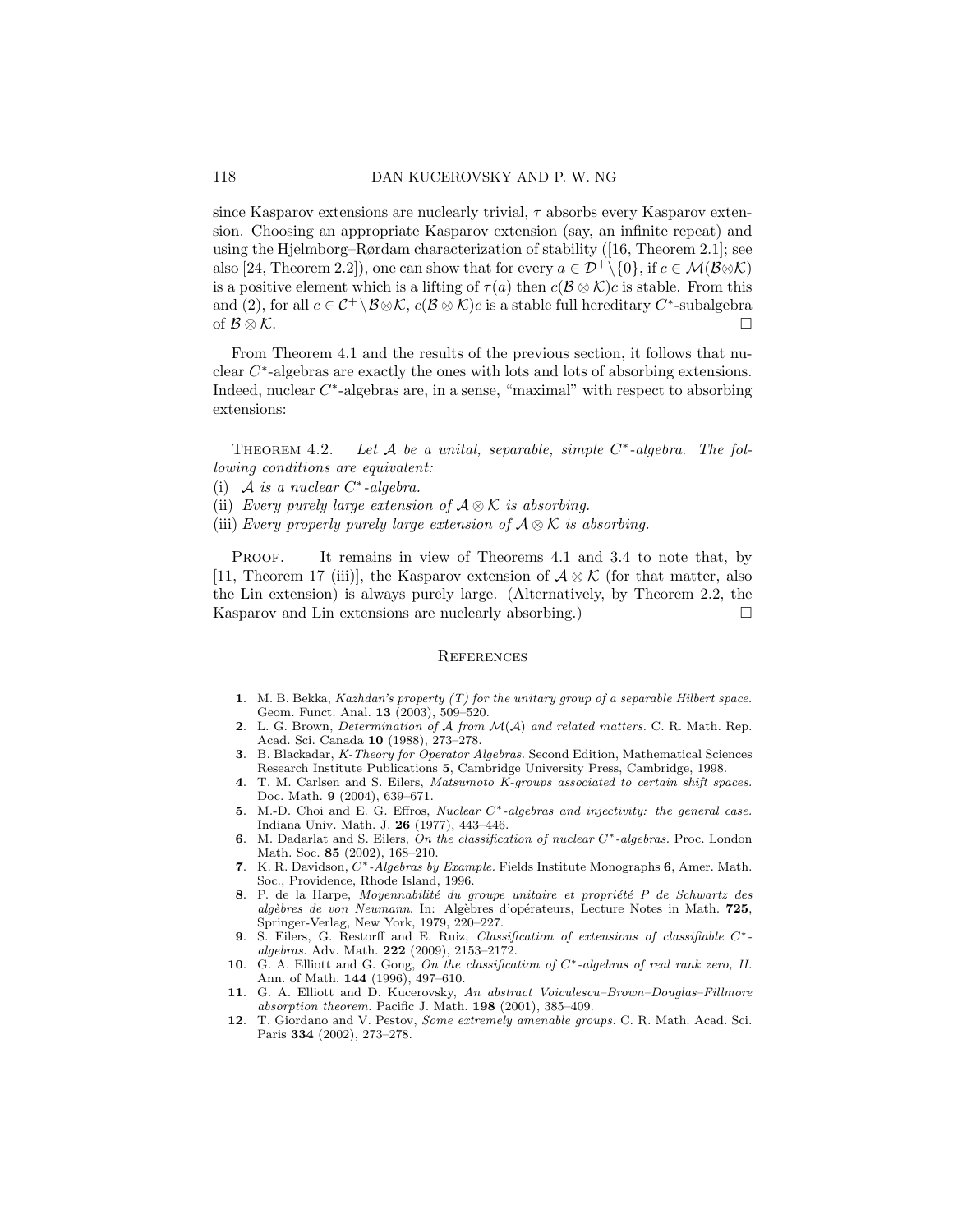since Kasparov extensions are nuclearly trivial, $\tau$ absorbs every Kasparov extension. Choosing an appropriate Kasparov extension (say, an infinite repeat) and using the Hjelmborg–Rørdam characterization of stability ([16, Theorem 2.1]; see also [24, Theorem 2.2]), one can show that for every $\underline{a \in \mathcal{D}^+ \setminus \{0\}}$, if $c \in \mathcal{M}(\mathcal{B} \otimes \mathcal{K})$ is a positive element which is a lifting of $\tau(a)$ then $\overline{c(\mathcal{B} \otimes \mathcal{K})c}$ is stable. From this and (2), for all $c \in \mathcal{C}^+ \setminus \mathcal{B} \otimes \mathcal{K}$, $\overline{c(\mathcal{B} \otimes \mathcal{K})c}$ is a stable full hereditary $C^*$-subalgebra of $\mathcal{B} \otimes \mathcal{K}$. □

From Theorem 4.1 and the results of the previous section, it follows that nuclear $C^*$-algebras are exactly the ones with lots and lots of absorbing extensions. Indeed, nuclear $C^*$-algebras are, in a sense, "maximal" with respect to absorbing extensions:

Theorem 4.2. *Let $\mathcal{A}$ be a unital, separable, simple $C^*$-algebra. The following conditions are equivalent:*

(i) *$\mathcal{A}$ is a nuclear $C^*$-algebra.*
(ii) *Every purely large extension of $\mathcal{A} \otimes \mathcal{K}$ is absorbing.*
(iii) *Every properly purely large extension of $\mathcal{A} \otimes \mathcal{K}$ is absorbing.*

Proof. It remains in view of Theorems 4.1 and 3.4 to note that, by [11, Theorem 17 (iii)], the Kasparov extension of $\mathcal{A} \otimes \mathcal{K}$ (for that matter, also the Lin extension) is always purely large. (Alternatively, by Theorem 2.2, the Kasparov and Lin extensions are nuclearly absorbing.) □

## References

1. M. B. Bekka, *Kazhdan's property (T) for the unitary group of a separable Hilbert space.* Geom. Funct. Anal. **13** (2003), 509–520.
2. L. G. Brown, *Determination of $\mathcal{A}$ from $\mathcal{M}(\mathcal{A})$ and related matters.* C. R. Math. Rep. Acad. Sci. Canada **10** (1988), 273–278.
3. B. Blackadar, *K-Theory for Operator Algebras.* Second Edition, Mathematical Sciences Research Institute Publications **5**, Cambridge University Press, Cambridge, 1998.
4. T. M. Carlsen and S. Eilers, *Matsumoto K-groups associated to certain shift spaces.* Doc. Math. **9** (2004), 639–671.
5. M.-D. Choi and E. G. Effros, *Nuclear $C^*$-algebras and injectivity: the general case.* Indiana Univ. Math. J. **26** (1977), 443–446.
6. M. Dadarlat and S. Eilers, *On the classification of nuclear $C^*$-algebras.* Proc. London Math. Soc. **85** (2002), 168–210.
7. K. R. Davidson, *$C^*$-Algebras by Example.* Fields Institute Monographs **6**, Amer. Math. Soc., Providence, Rhode Island, 1996.
8. P. de la Harpe, *Moyennabilité du groupe unitaire et propriété P de Schwartz des algèbres de von Neumann.* In: Algèbres d'opérateurs, Lecture Notes in Math. **725**, Springer-Verlag, New York, 1979, 220–227.
9. S. Eilers, G. Restorff and E. Ruiz, *Classification of extensions of classifiable $C^*$-algebras.* Adv. Math. **222** (2009), 2153–2172.
10. G. A. Elliott and G. Gong, *On the classification of $C^*$-algebras of real rank zero, II.* Ann. of Math. **144** (1996), 497–610.
11. G. A. Elliott and D. Kucerovsky, *An abstract Voiculescu–Brown–Douglas–Fillmore absorption theorem.* Pacific J. Math. **198** (2001), 385–409.
12. T. Giordano and V. Pestov, *Some extremely amenable groups.* C. R. Math. Acad. Sci. Paris **334** (2002), 273–278.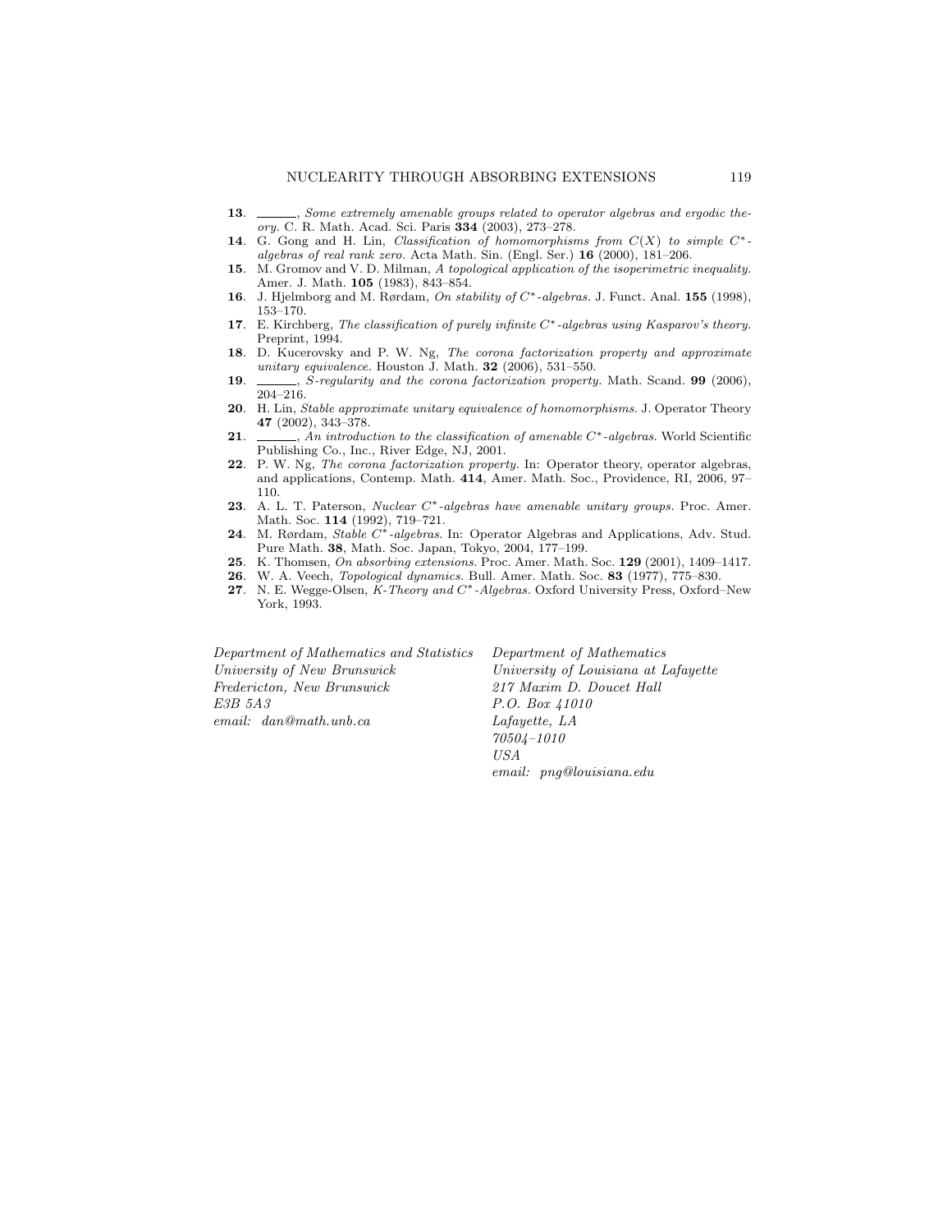13. ______, *Some extremely amenable groups related to operator algebras and ergodic theory.* C. R. Math. Acad. Sci. Paris **334** (2003), 273–278.
14. G. Gong and H. Lin, *Classification of homomorphisms from $C(X)$ to simple $C^*$-algebras of real rank zero.* Acta Math. Sin. (Engl. Ser.) **16** (2000), 181–206.
15. M. Gromov and V. D. Milman, *A topological application of the isoperimetric inequality.* Amer. J. Math. **105** (1983), 843–854.
16. J. Hjelmborg and M. Rørdam, *On stability of $C^*$-algebras.* J. Funct. Anal. **155** (1998), 153–170.
17. E. Kirchberg, *The classification of purely infinite $C^*$-algebras using Kasparov's theory.* Preprint, 1994.
18. D. Kucerovsky and P. W. Ng, *The corona factorization property and approximate unitary equivalence.* Houston J. Math. **32** (2006), 531–550.
19. ______, *S-regularity and the corona factorization property.* Math. Scand. **99** (2006), 204–216.
20. H. Lin, *Stable approximate unitary equivalence of homomorphisms.* J. Operator Theory **47** (2002), 343–378.
21. ______, *An introduction to the classification of amenable $C^*$-algebras.* World Scientific Publishing Co., Inc., River Edge, NJ, 2001.
22. P. W. Ng, *The corona factorization property.* In: Operator theory, operator algebras, and applications, Contemp. Math. **414**, Amer. Math. Soc., Providence, RI, 2006, 97–110.
23. A. L. T. Paterson, *Nuclear $C^*$-algebras have amenable unitary groups.* Proc. Amer. Math. Soc. **114** (1992), 719–721.
24. M. Rørdam, *Stable $C^*$-algebras.* In: Operator Algebras and Applications, Adv. Stud. Pure Math. **38**, Math. Soc. Japan, Tokyo, 2004, 177–199.
25. K. Thomsen, *On absorbing extensions.* Proc. Amer. Math. Soc. **129** (2001), 1409–1417.
26. W. A. Veech, *Topological dynamics.* Bull. Amer. Math. Soc. **83** (1977), 775–830.
27. N. E. Wegge-Olsen, *K-Theory and $C^*$-Algebras.* Oxford University Press, Oxford–New York, 1993.

*Department of Mathematics and Statistics*
*University of New Brunswick*
*Fredericton, New Brunswick*
*E3B 5A3*
*email: dan@math.unb.ca*

*Department of Mathematics*
*University of Louisiana at Lafayette*
*217 Maxim D. Doucet Hall*
*P.O. Box 41010*
*Lafayette, LA*
*70504–1010*
*USA*
*email: png@louisiana.edu*